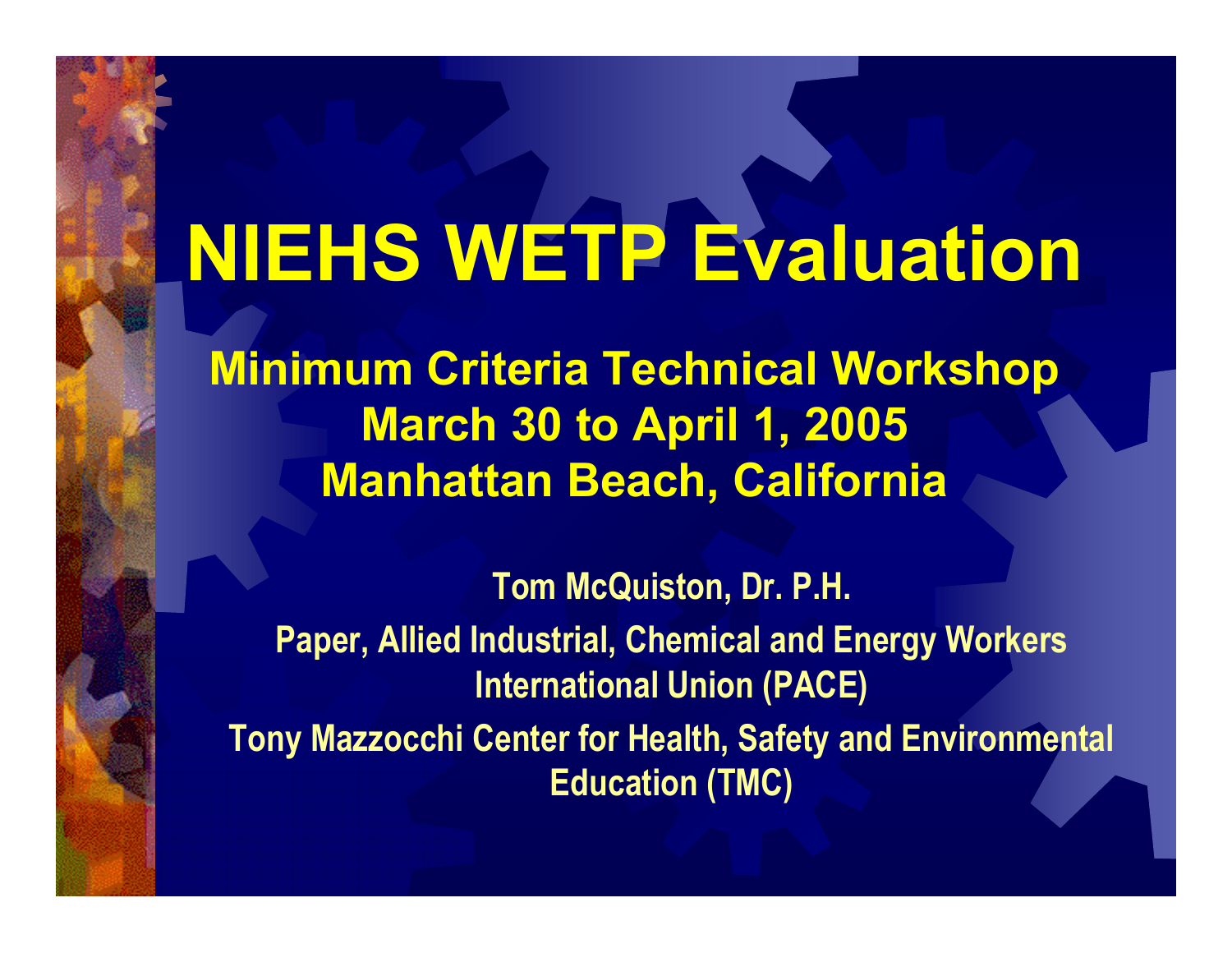# NIEHS WETP Evaluation

## Minimum Criteria Technical Workshop
## March 30 to April 1, 2005
## Manhattan Beach, California

**Tom McQuiston, Dr. P.H.**

**Paper, Allied Industrial, Chemical and Energy Workers International Union (PACE)**

**Tony Mazzocchi Center for Health, Safety and Environmental Education (TMC)**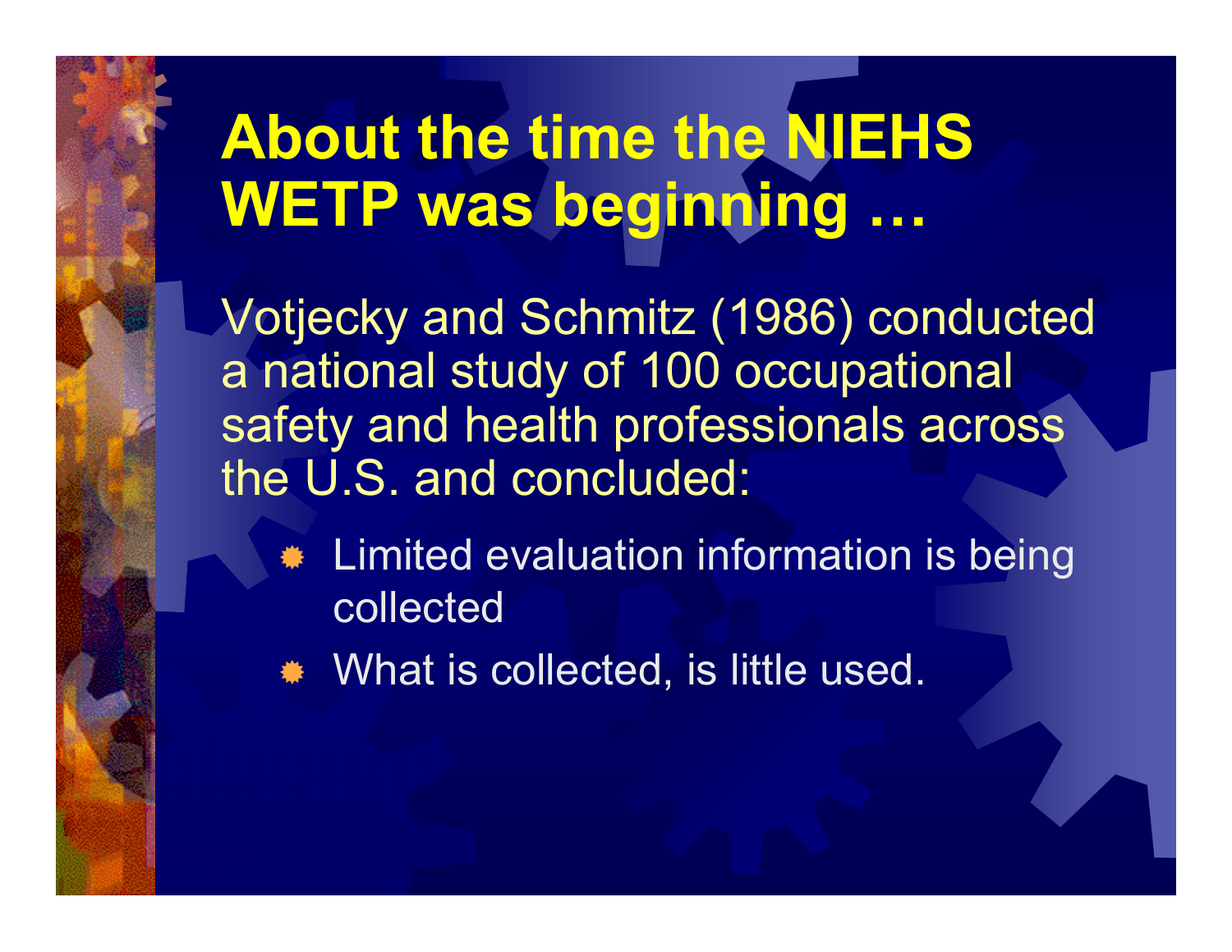# About the time the NIEHS WETP was beginning …

Votjecky and Schmitz (1986) conducted a national study of 100 occupational safety and health professionals across the U.S. and concluded:

- Limited evaluation information is being collected
- What is collected, is little used.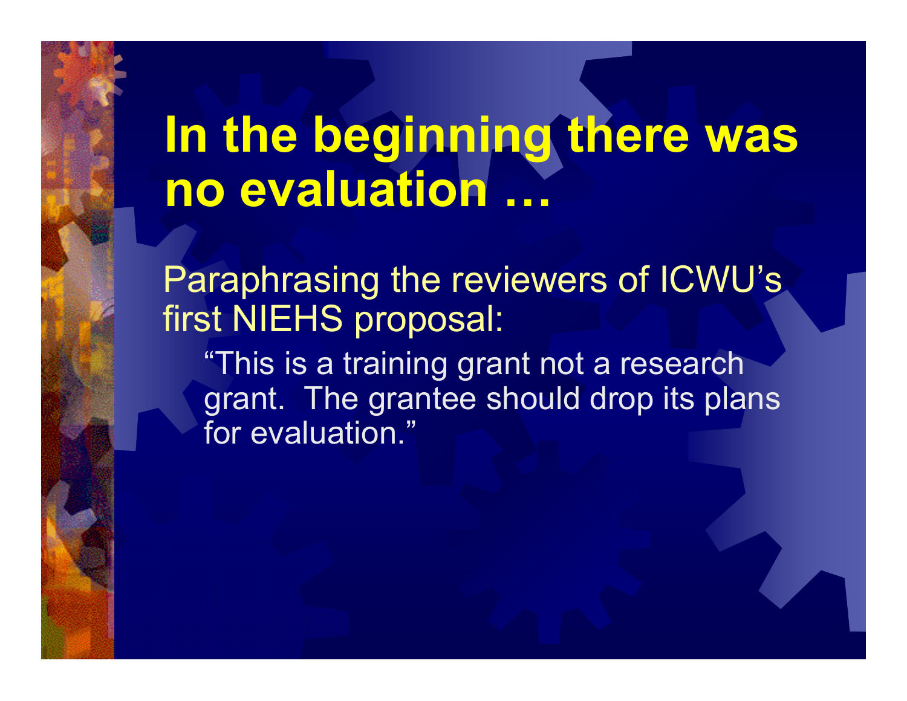# In the beginning there was no evaluation …

Paraphrasing the reviewers of ICWU's first NIEHS proposal:

> "This is a training grant not a research grant. The grantee should drop its plans for evaluation."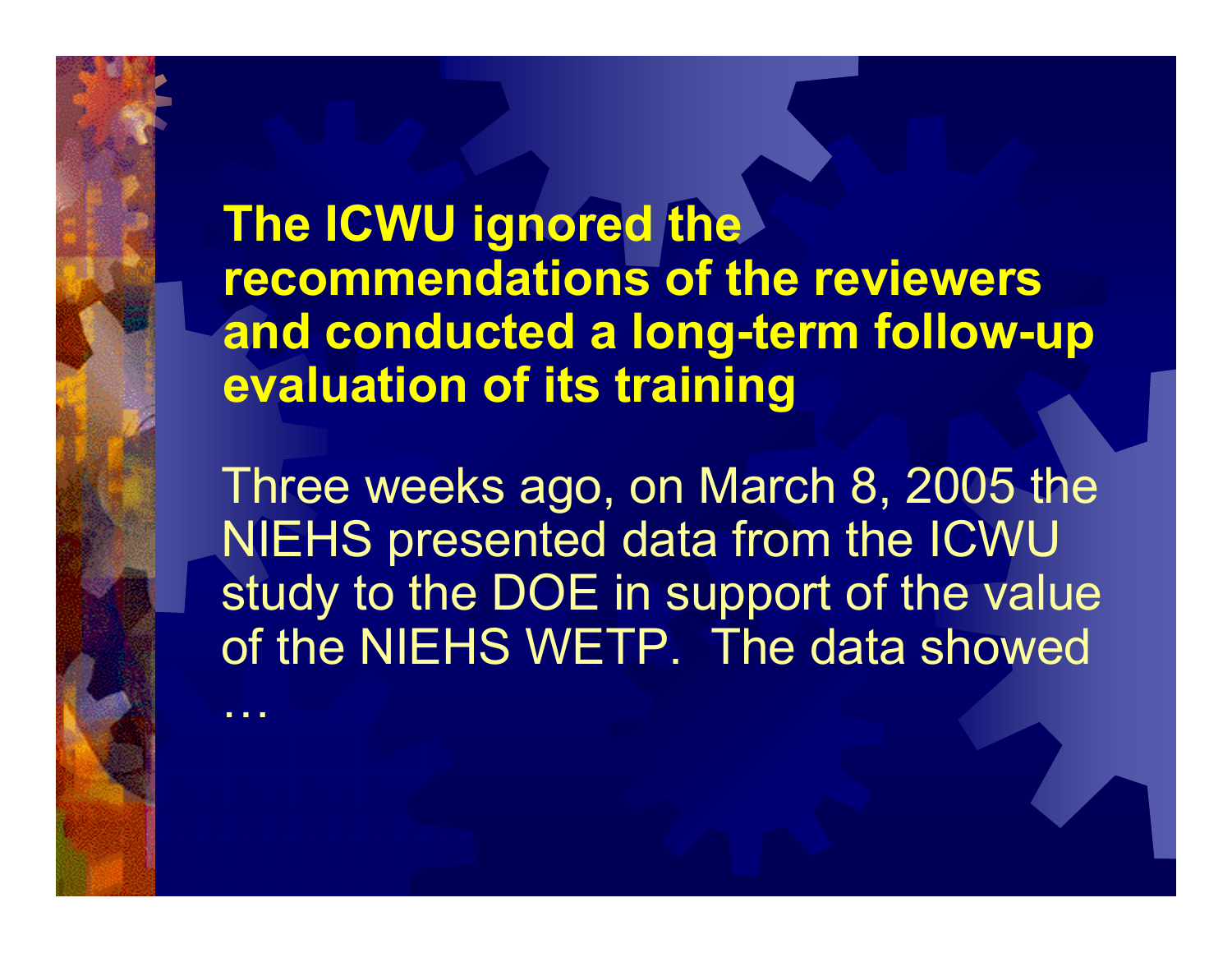**The ICWU ignored the recommendations of the reviewers and conducted a long-term follow-up evaluation of its training**

Three weeks ago, on March 8, 2005 the NIEHS presented data from the ICWU study to the DOE in support of the value of the NIEHS WETP. The data showed …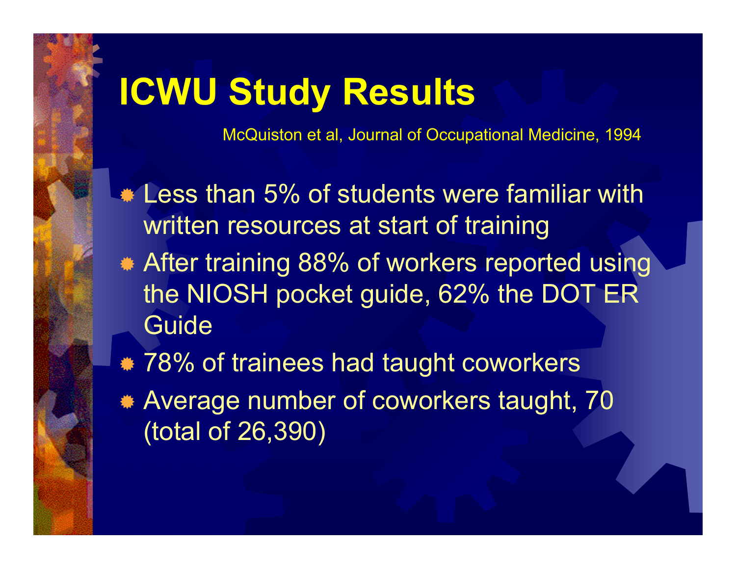# ICWU Study Results

McQuiston et al, Journal of Occupational Medicine, 1994

- Less than 5% of students were familiar with written resources at start of training
- After training 88% of workers reported using the NIOSH pocket guide, 62% the DOT ER Guide
- 78% of trainees had taught coworkers
- Average number of coworkers taught, 70 (total of 26,390)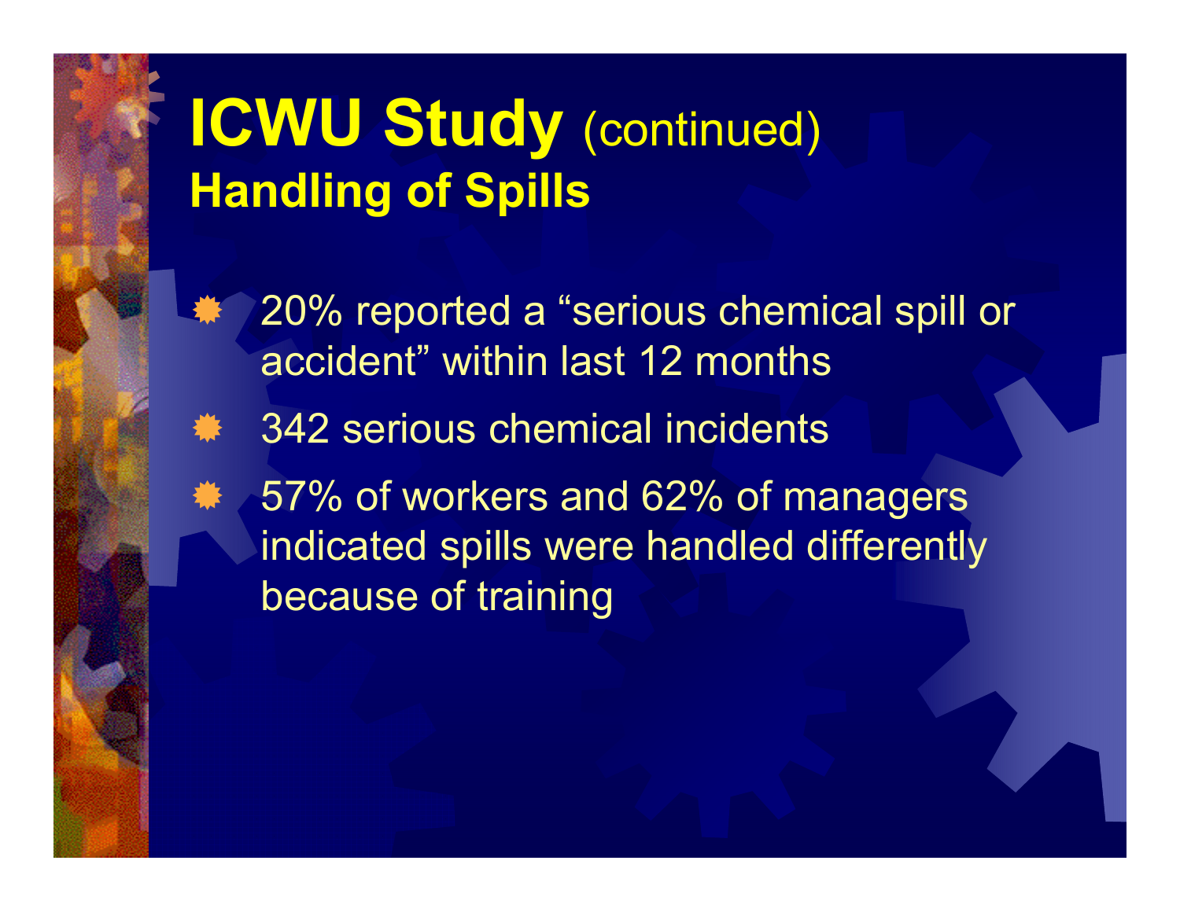# ICWU Study (continued)

## Handling of Spills

- 20% reported a “serious chemical spill or accident” within last 12 months
- 342 serious chemical incidents
- 57% of workers and 62% of managers indicated spills were handled differently because of training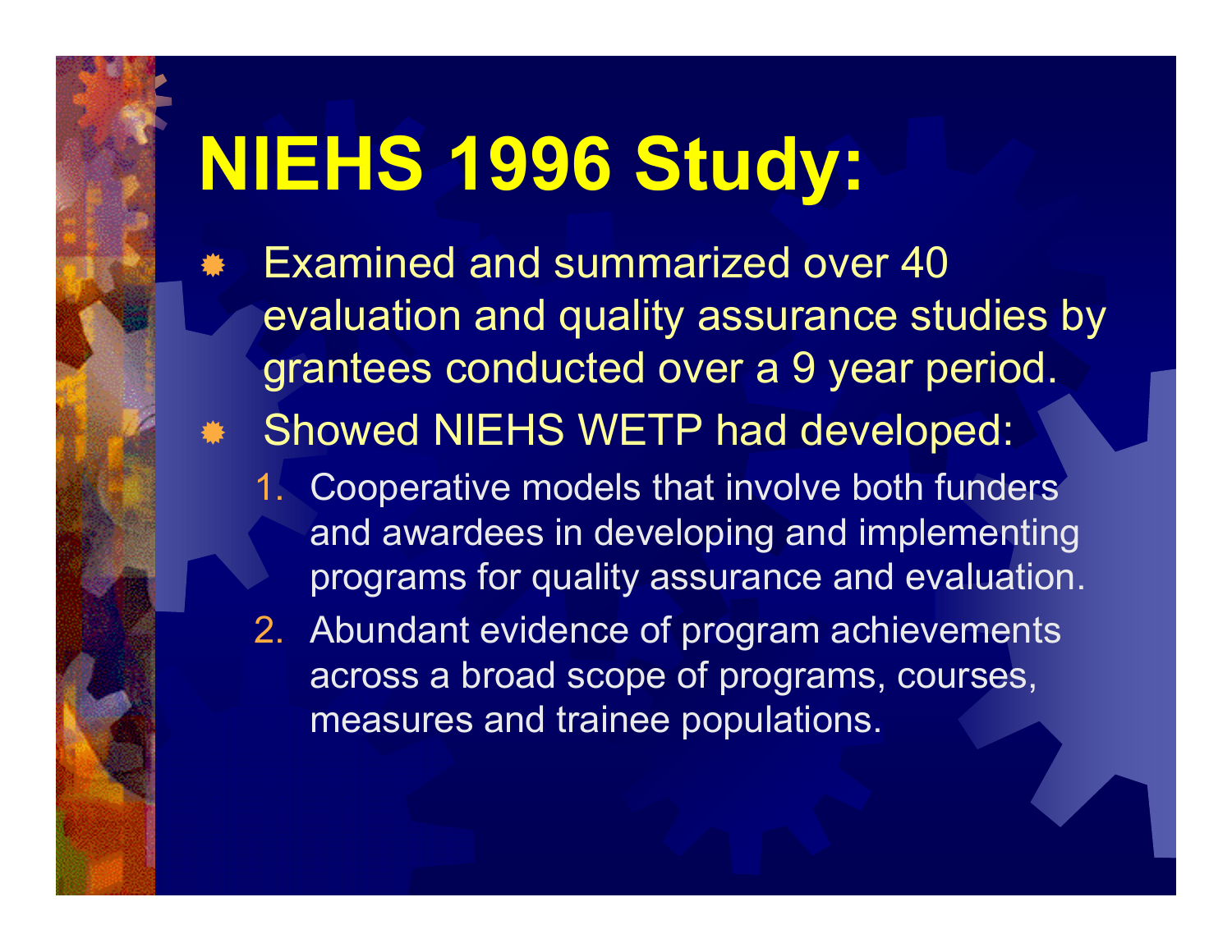# NIEHS 1996 Study:

- Examined and summarized over 40 evaluation and quality assurance studies by grantees conducted over a 9 year period.
- Showed NIEHS WETP had developed:
  1. Cooperative models that involve both funders and awardees in developing and implementing programs for quality assurance and evaluation.
  2. Abundant evidence of program achievements across a broad scope of programs, courses, measures and trainee populations.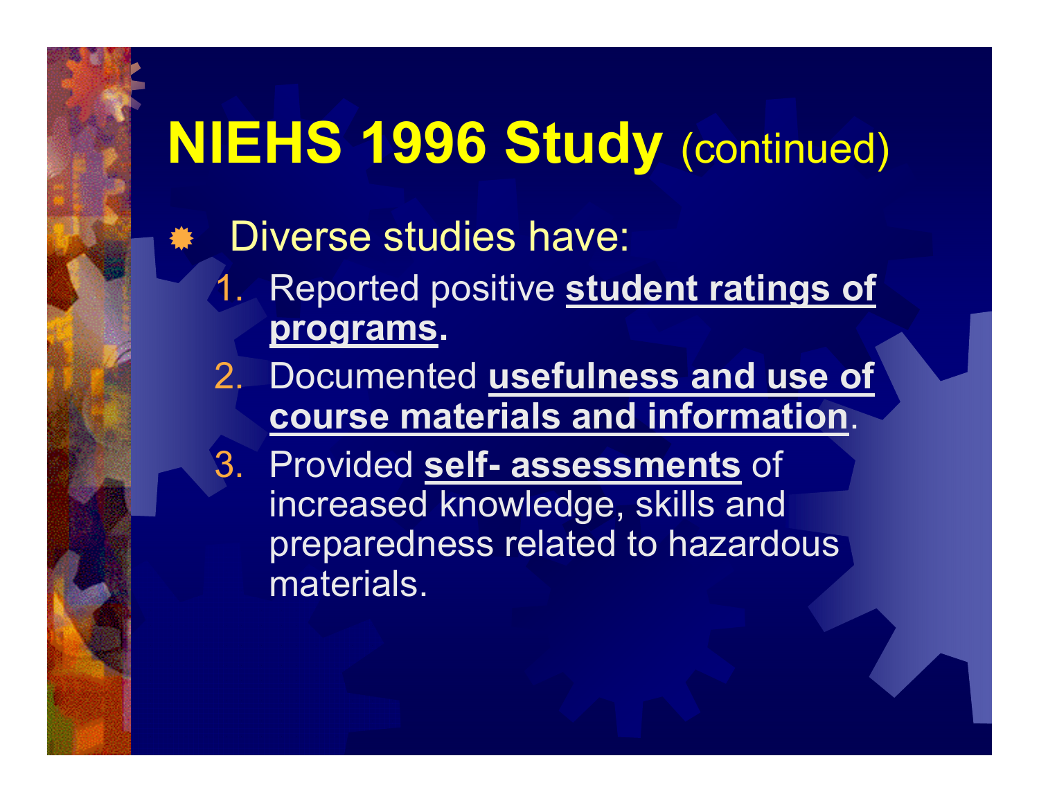# NIEHS 1996 Study (continued)

- Diverse studies have:
  1. Reported positive **student ratings of programs.**
  2. Documented **usefulness and use of course materials and information**.
  3. Provided **self- assessments** of increased knowledge, skills and preparedness related to hazardous materials.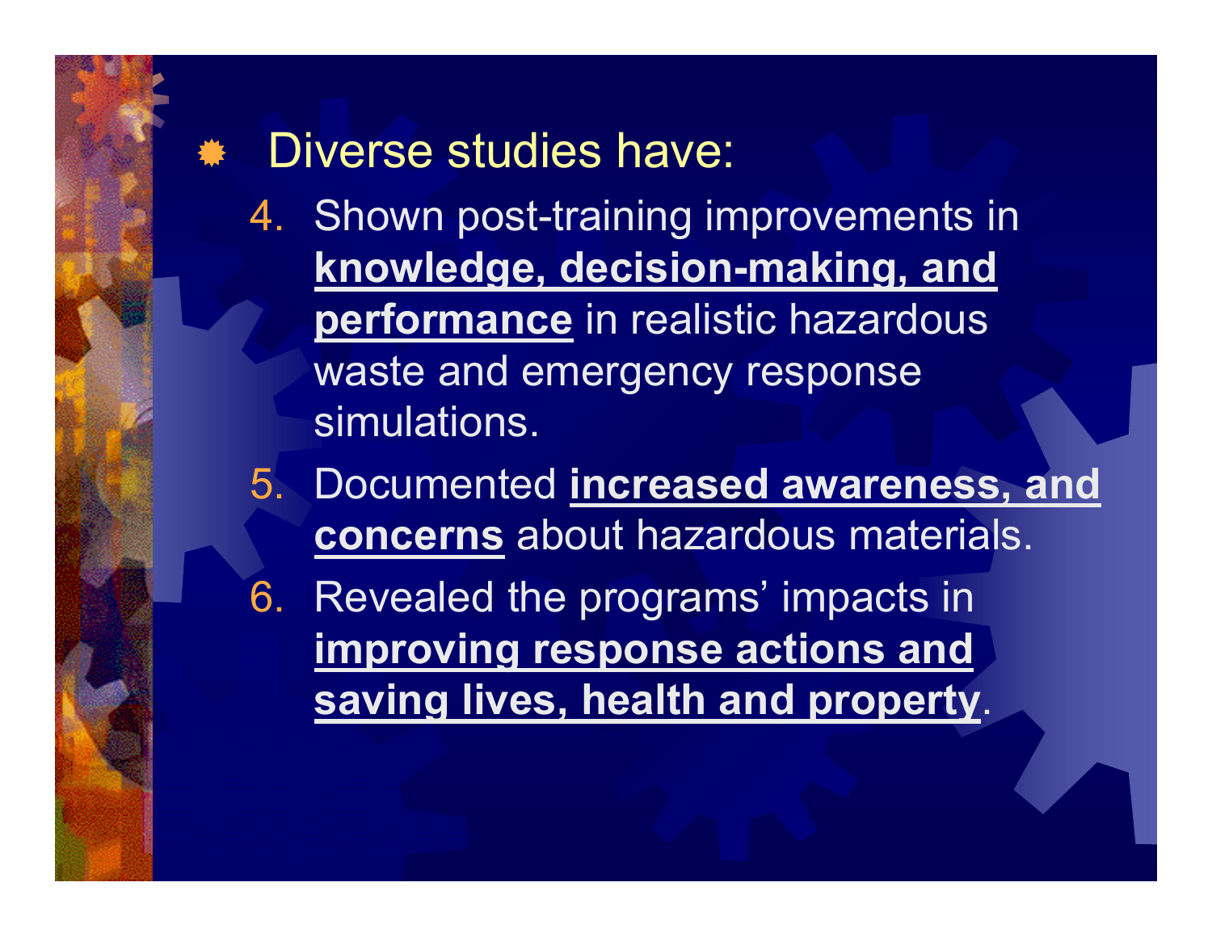- Diverse studies have:
  4. Shown post-training improvements in **knowledge, decision-making, and performance** in realistic hazardous waste and emergency response simulations.
  5. Documented **increased awareness, and concerns** about hazardous materials.
  6. Revealed the programs' impacts in **improving response actions and saving lives, health and property**.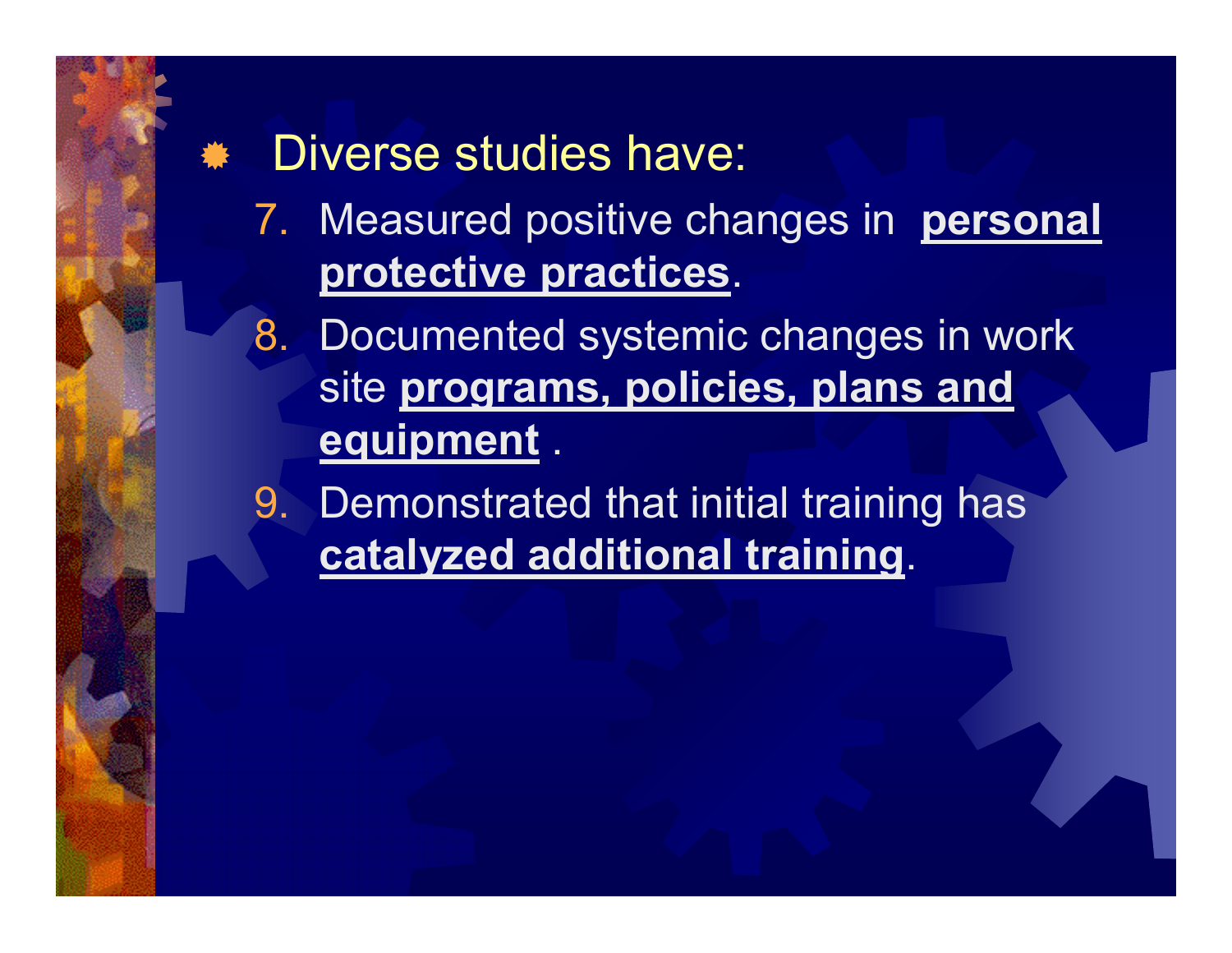- Diverse studies have:

  7. Measured positive changes in **personal protective practices**.
  8. Documented systemic changes in work site **programs, policies, plans and equipment** .
  9. Demonstrated that initial training has **catalyzed additional training**.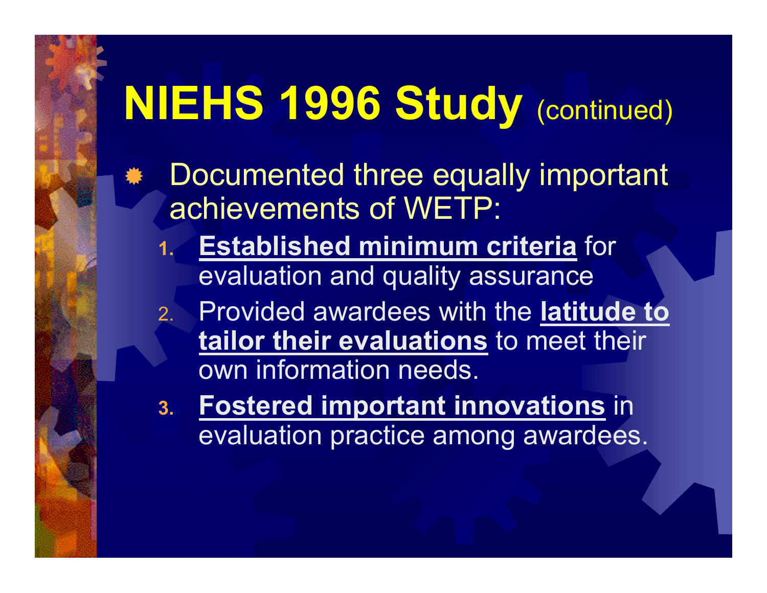# NIEHS 1996 Study (continued)

- Documented three equally important achievements of WETP:
  1. **Established minimum criteria** for evaluation and quality assurance
  2. Provided awardees with the **latitude to tailor their evaluations** to meet their own information needs.
  3. **Fostered important innovations** in evaluation practice among awardees.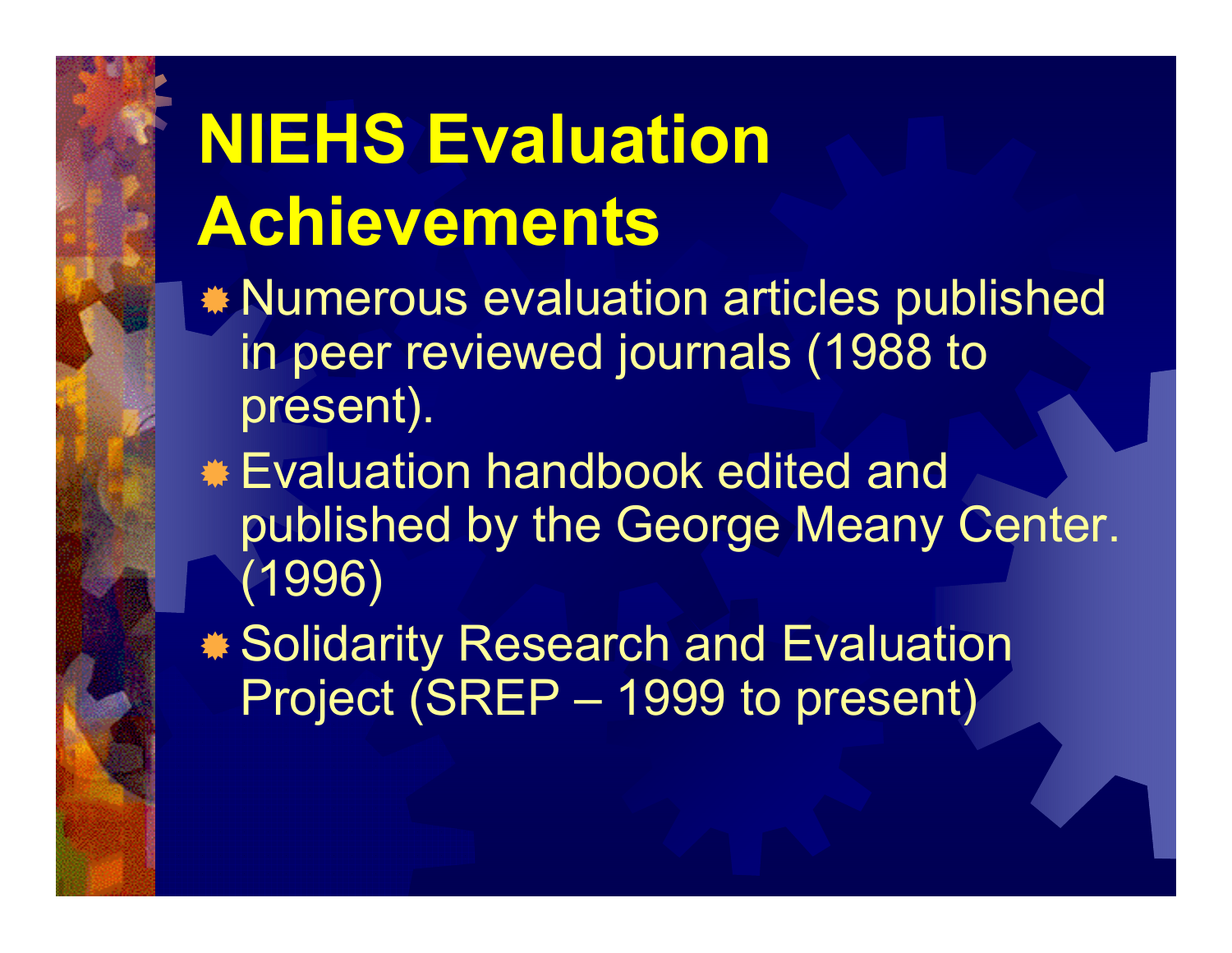# NIEHS Evaluation Achievements

- Numerous evaluation articles published in peer reviewed journals (1988 to present).
- Evaluation handbook edited and published by the George Meany Center. (1996)
- Solidarity Research and Evaluation Project (SREP – 1999 to present)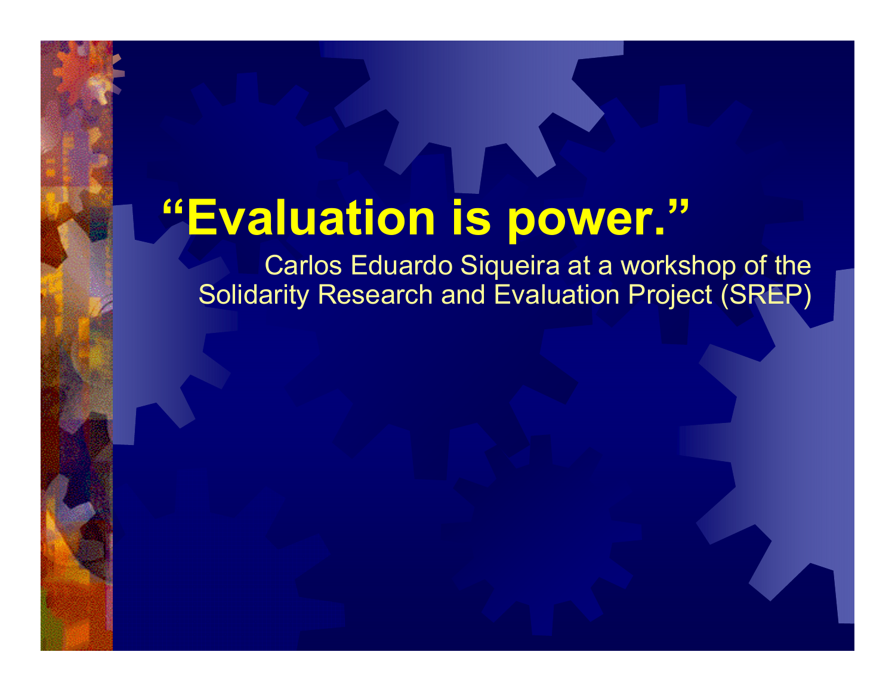# "Evaluation is power."

Carlos Eduardo Siqueira at a workshop of the Solidarity Research and Evaluation Project (SREP)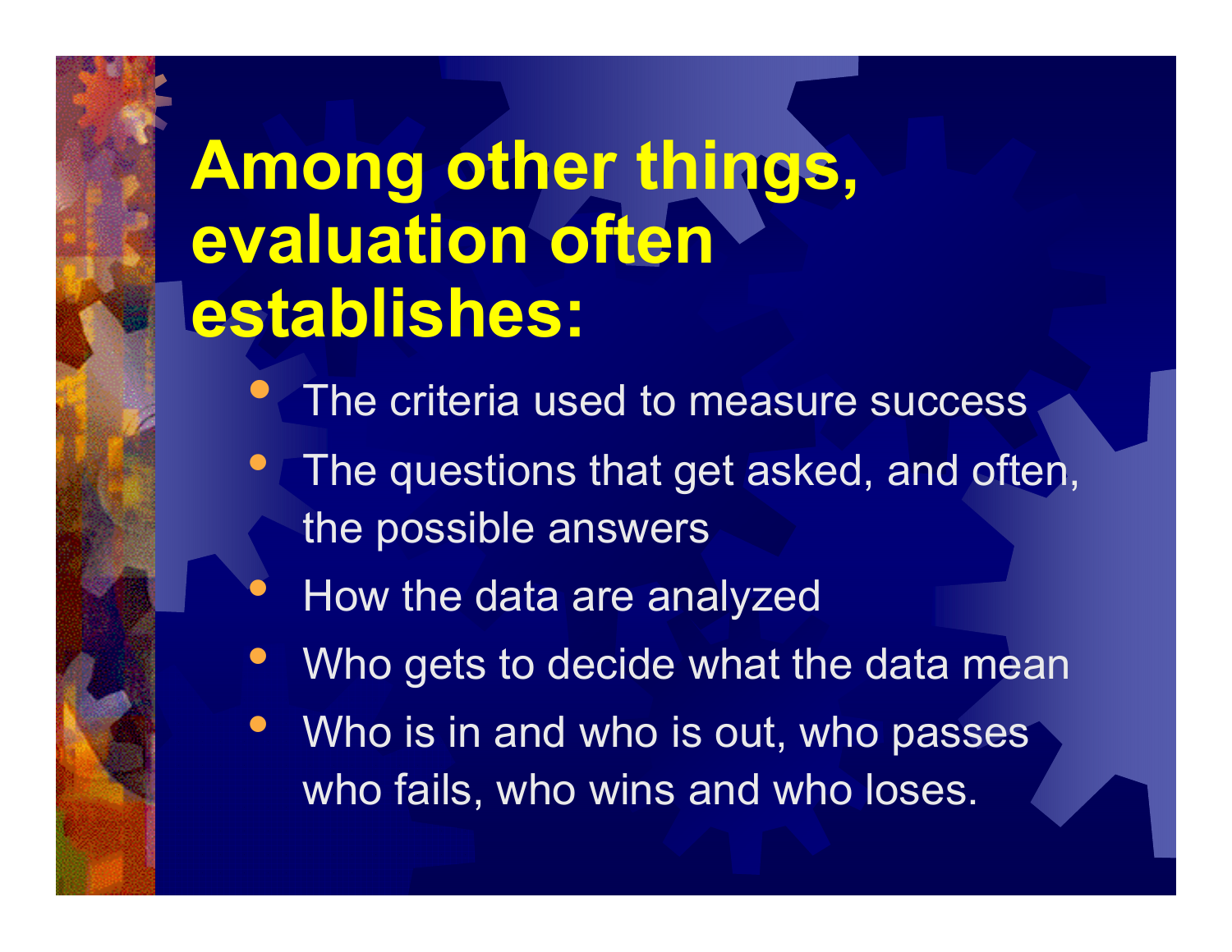# Among other things, evaluation often establishes:

- The criteria used to measure success
- The questions that get asked, and often, the possible answers
- How the data are analyzed
- Who gets to decide what the data mean
- Who is in and who is out, who passes who fails, who wins and who loses.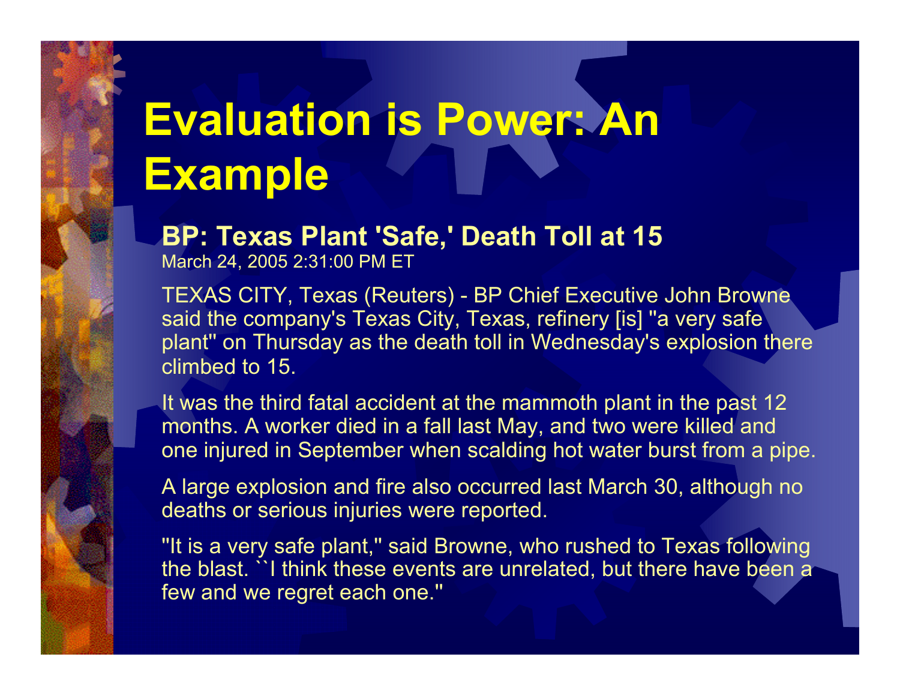# Evaluation is Power: An Example

**BP: Texas Plant 'Safe,' Death Toll at 15**

March 24, 2005 2:31:00 PM ET

TEXAS CITY, Texas (Reuters) - BP Chief Executive John Browne said the company's Texas City, Texas, refinery [is] "a very safe plant" on Thursday as the death toll in Wednesday's explosion there climbed to 15.

It was the third fatal accident at the mammoth plant in the past 12 months. A worker died in a fall last May, and two were killed and one injured in September when scalding hot water burst from a pipe.

A large explosion and fire also occurred last March 30, although no deaths or serious injuries were reported.

"It is a very safe plant," said Browne, who rushed to Texas following the blast. ``I think these events are unrelated, but there have been a few and we regret each one."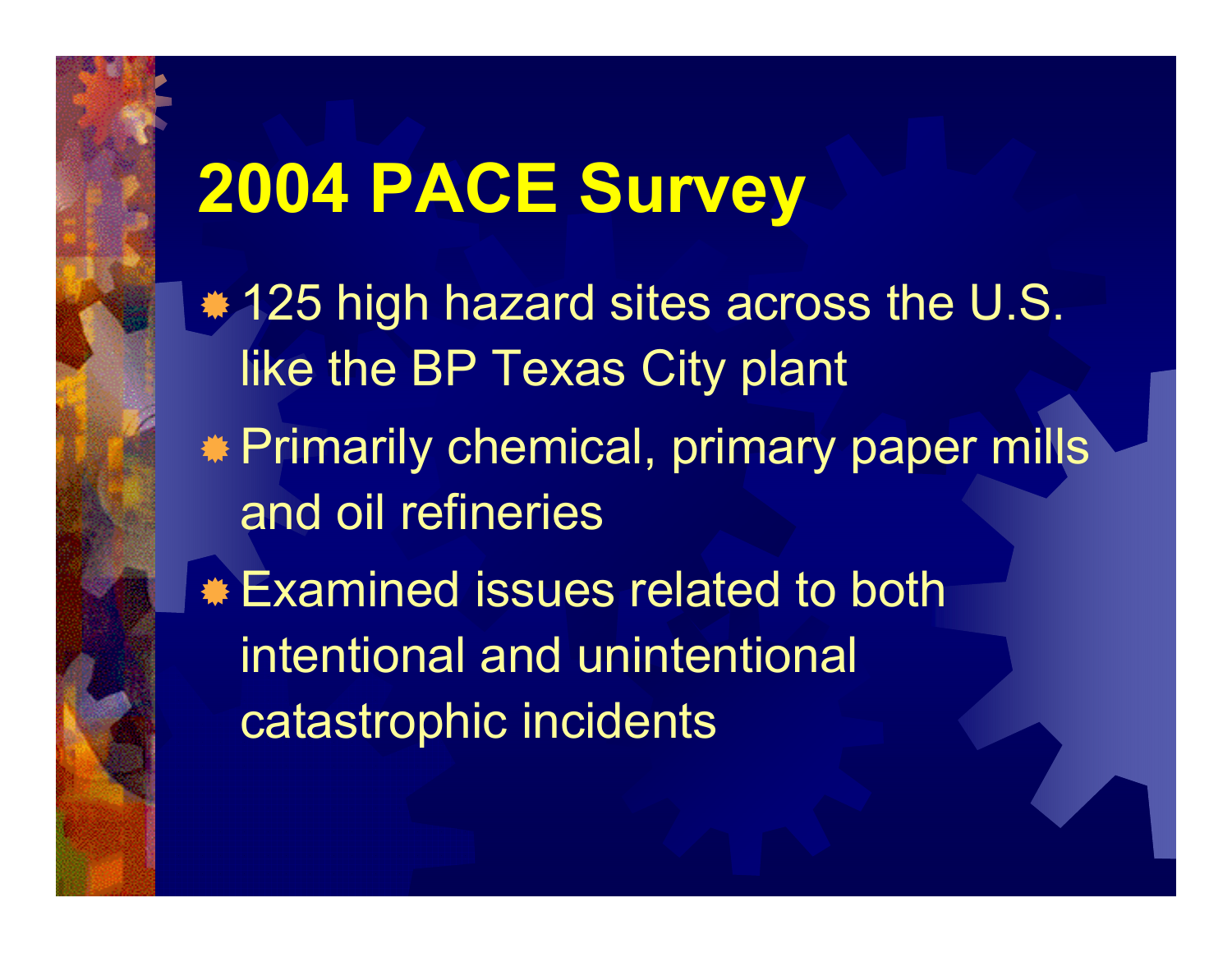# 2004 PACE Survey

- 125 high hazard sites across the U.S. like the BP Texas City plant
- Primarily chemical, primary paper mills and oil refineries
- Examined issues related to both intentional and unintentional catastrophic incidents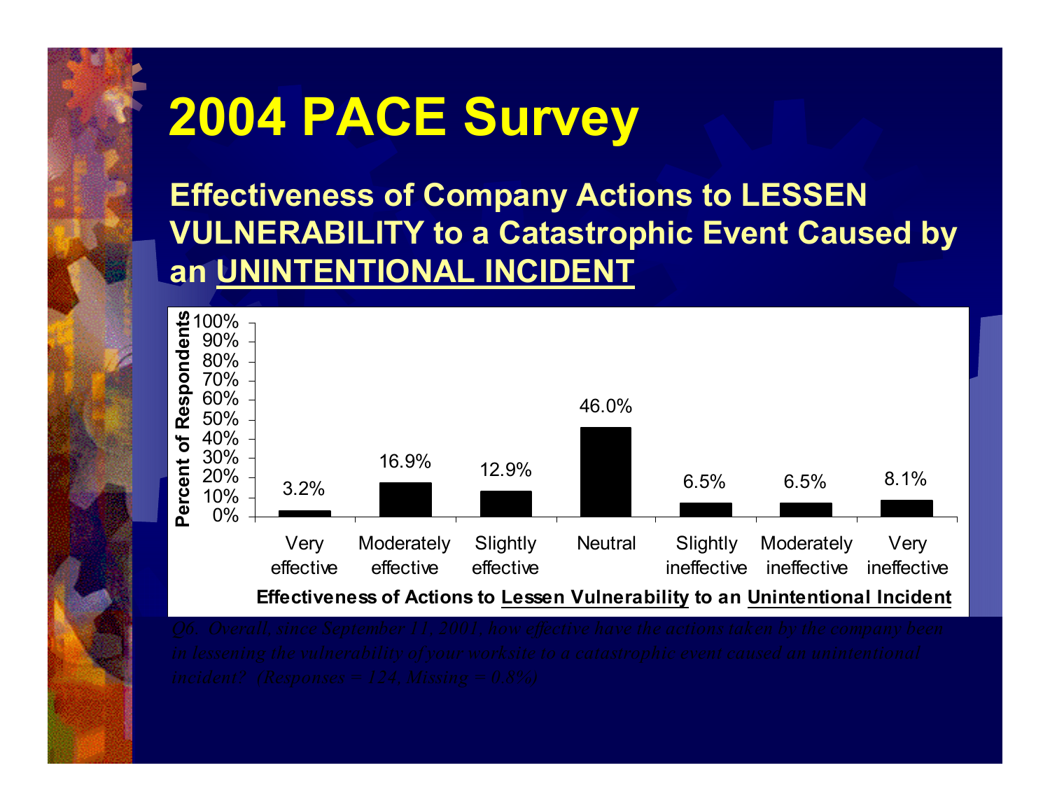# 2004 PACE Survey

## Effectiveness of Company Actions to LESSEN VULNERABILITY to a Catastrophic Event Caused by an UNINTENTIONAL INCIDENT

| Effectiveness of Actions to Lessen Vulnerability to an Unintentional Incident | Percent of Respondents |
| --- | --- |
| Very effective | 3.2% |
| Moderately effective | 16.9% |
| Slightly effective | 12.9% |
| Neutral | 46.0% |
| Slightly ineffective | 6.5% |
| Moderately ineffective | 6.5% |
| Very ineffective | 8.1% |

*Q6. Overall, since September 11, 2001, how effective have the actions taken by the company been in lessening the vulnerability of your worksite to a catastrophic event caused an unintentional incident? (Responses = 124, Missing = 0.8%)*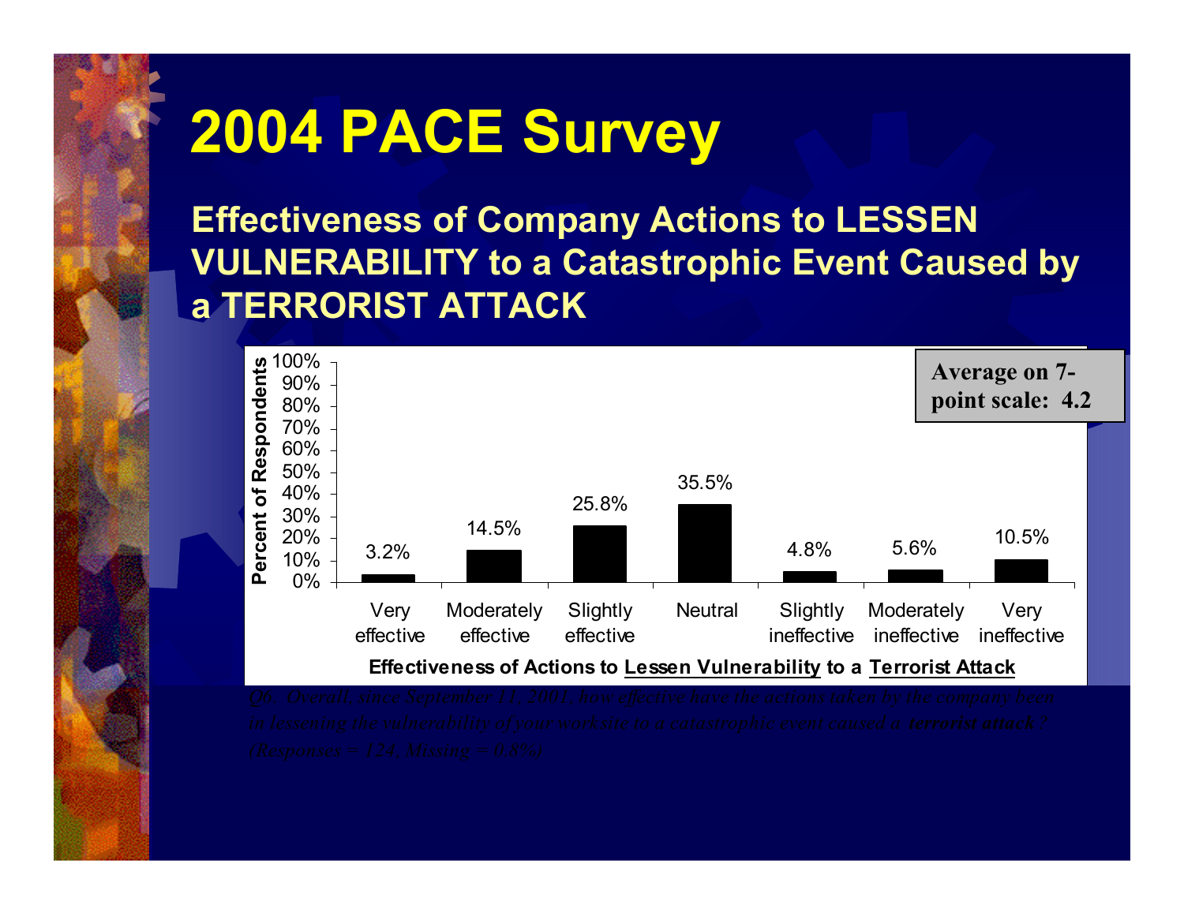# 2004 PACE Survey

## Effectiveness of Company Actions to LESSEN VULNERABILITY to a Catastrophic Event Caused by a TERRORIST ATTACK

| Effectiveness of Actions to Lessen Vulnerability to a Terrorist Attack | Percent of Respondents |
|---|---|
| Very effective | 3.2% |
| Moderately effective | 14.5% |
| Slightly effective | 25.8% |
| Neutral | 35.5% |
| Slightly ineffective | 4.8% |
| Moderately ineffective | 5.6% |
| Very ineffective | 10.5% |

**Average on 7-point scale: 4.2**

*Q6. Overall, since September 11, 2001, how effective have the actions taken by the company been in lessening the vulnerability of your worksite to a catastrophic event caused a **terrorist attack**? (Responses = 124, Missing = 0.8%)*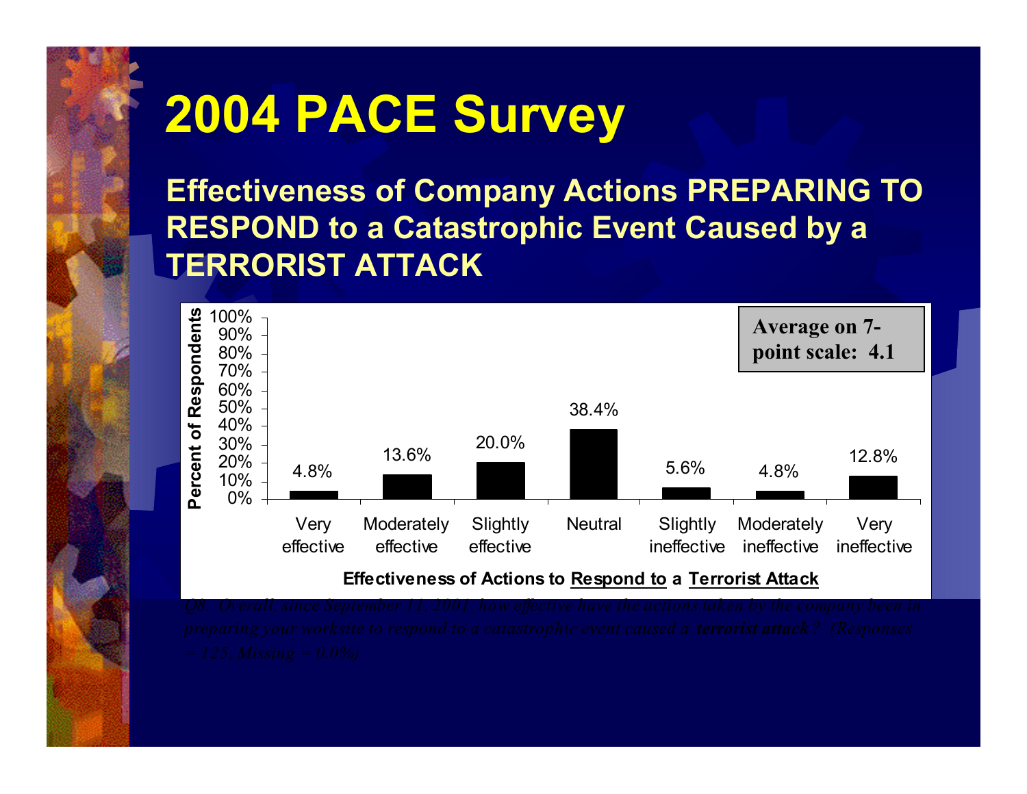# 2004 PACE Survey

## Effectiveness of Company Actions PREPARING TO RESPOND to a Catastrophic Event Caused by a TERRORIST ATTACK

| Effectiveness of Actions to Respond to a Terrorist Attack | Percent of Respondents |
|---|---|
| Very effective | 4.8% |
| Moderately effective | 13.6% |
| Slightly effective | 20.0% |
| Neutral | 38.4% |
| Slightly ineffective | 5.6% |
| Moderately ineffective | 4.8% |
| Very ineffective | 12.8% |

**Average on 7-point scale: 4.1**

*Q8. Overall, since September 11, 2001, how effective have the actions taken by the company been in preparing your worksite to respond to a catastrophic event caused a **terrorist attack**? (Responses = 125, Missing = 0.0%)*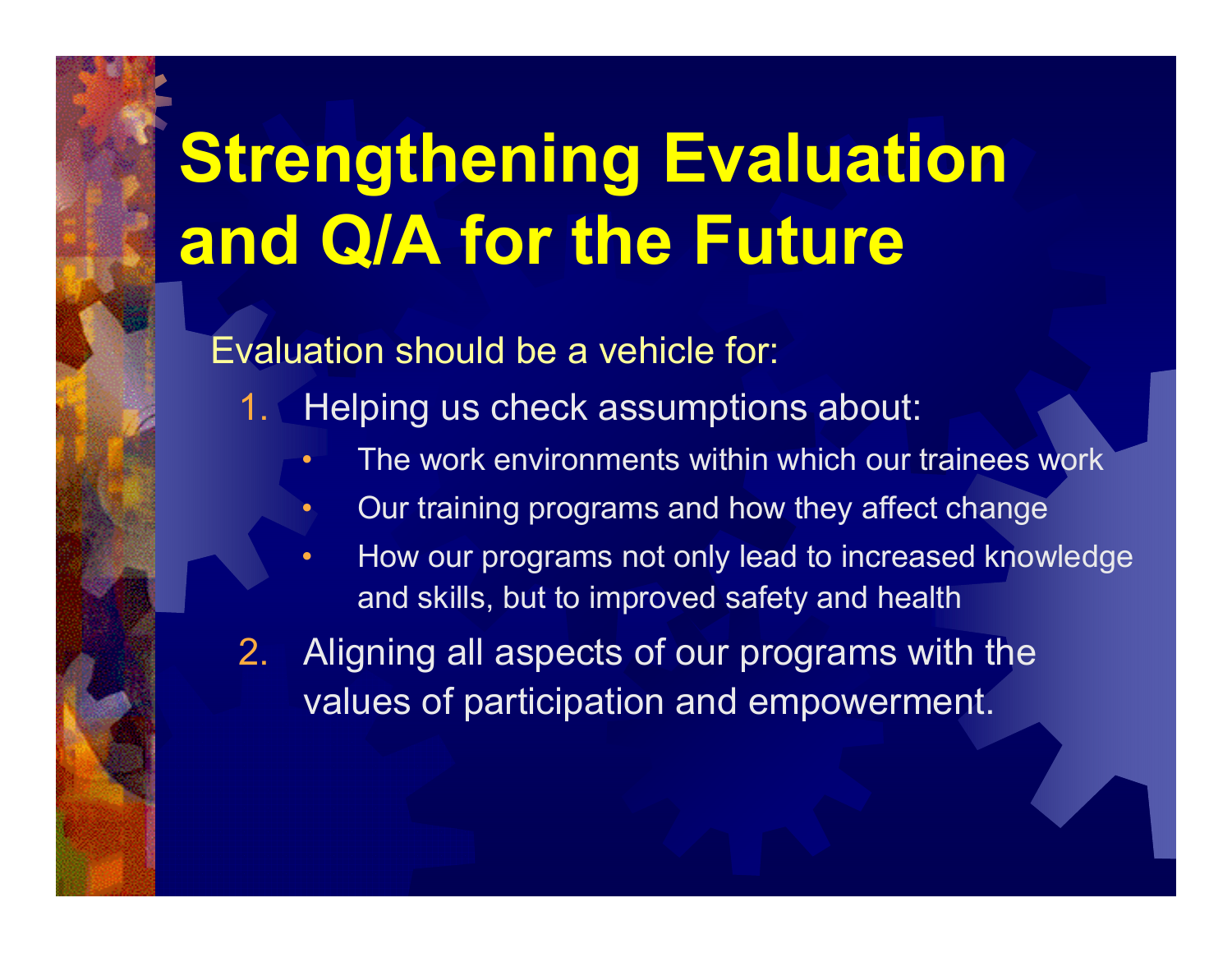# Strengthening Evaluation and Q/A for the Future

Evaluation should be a vehicle for:

1. Helping us check assumptions about:
   - The work environments within which our trainees work
   - Our training programs and how they affect change
   - How our programs not only lead to increased knowledge and skills, but to improved safety and health
2. Aligning all aspects of our programs with the values of participation and empowerment.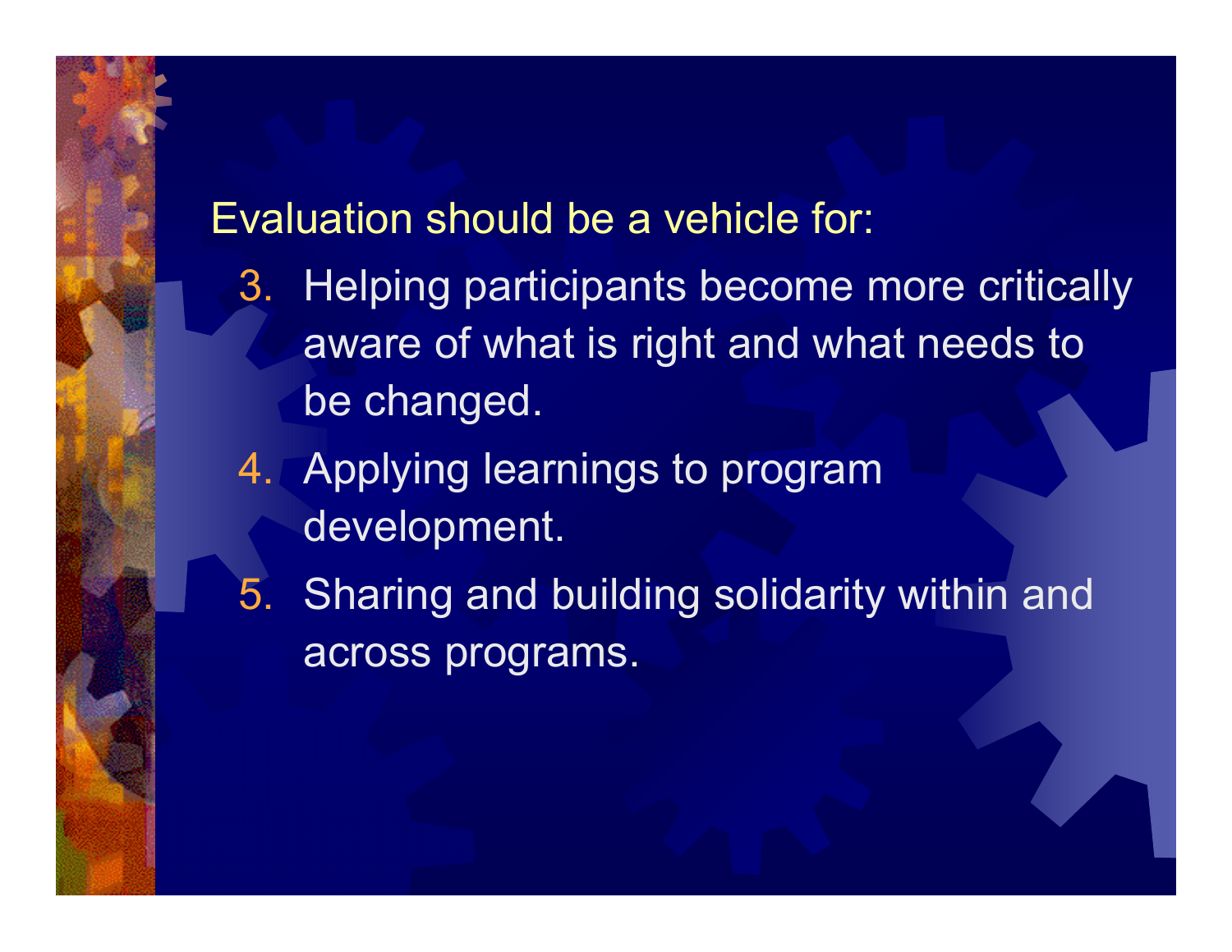Evaluation should be a vehicle for:

3. Helping participants become more critically aware of what is right and what needs to be changed.
4. Applying learnings to program development.
5. Sharing and building solidarity within and across programs.